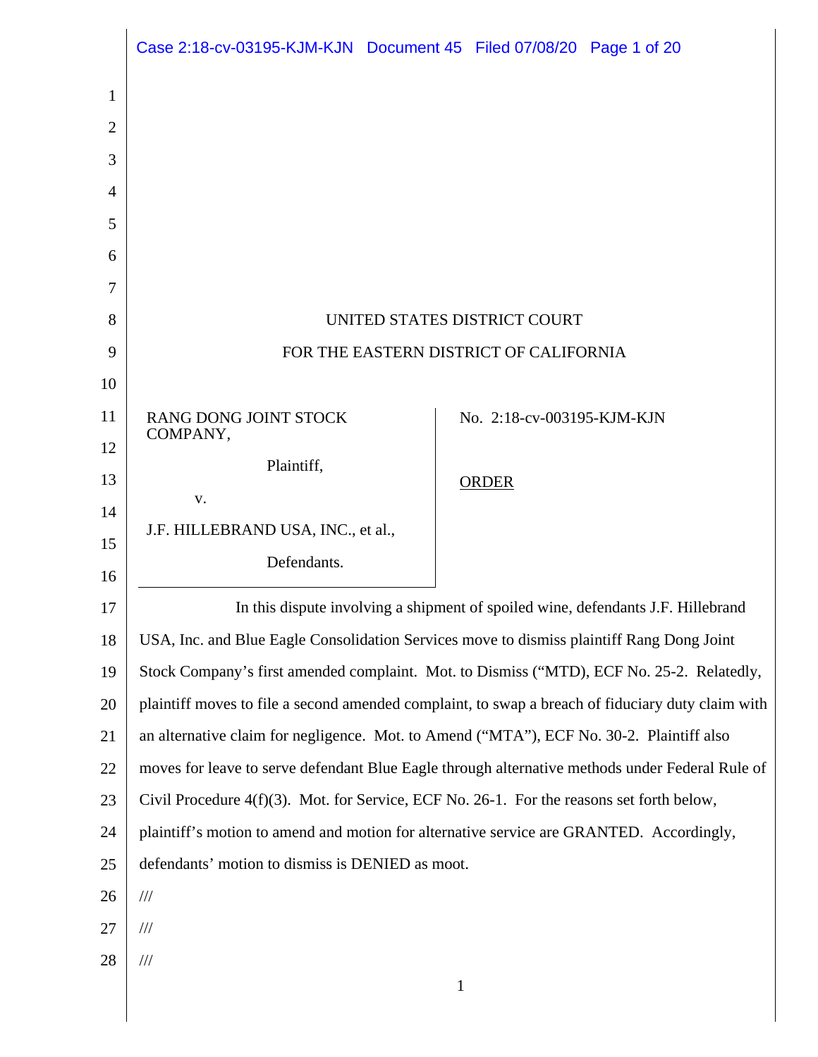UNITED STATES DISTRICT COURT

FOR THE EASTERN DISTRICT OF CALIFORNIA

RANG DONG JOINT STOCK COMPANY,

Plaintiff,

v.

J.F. HILLEBRAND USA, INC., et al.,

Defendants.

No. 2:18-cv-003195-KJM-KJN

ORDER

In this dispute involving a shipment of spoiled wine, defendants J.F. Hillebrand USA, Inc. and Blue Eagle Consolidation Services move to dismiss plaintiff Rang Dong Joint Stock Company's first amended complaint. Mot. to Dismiss ("MTD"), ECF No. 25-2. Relatedly, plaintiff moves to file a second amended complaint, to swap a breach of fiduciary duty claim with an alternative claim for negligence. Mot. to Amend ("MTA"), ECF No. 30-2. Plaintiff also moves for leave to serve defendant Blue Eagle through alternative methods under Federal Rule of Civil Procedure 4(f)(3). Mot. for Service, ECF No. 26-1. For the reasons set forth below, plaintiff's motion to amend and motion for alternative service are GRANTED. Accordingly, defendants' motion to dismiss is DENIED as moot.

///

///

///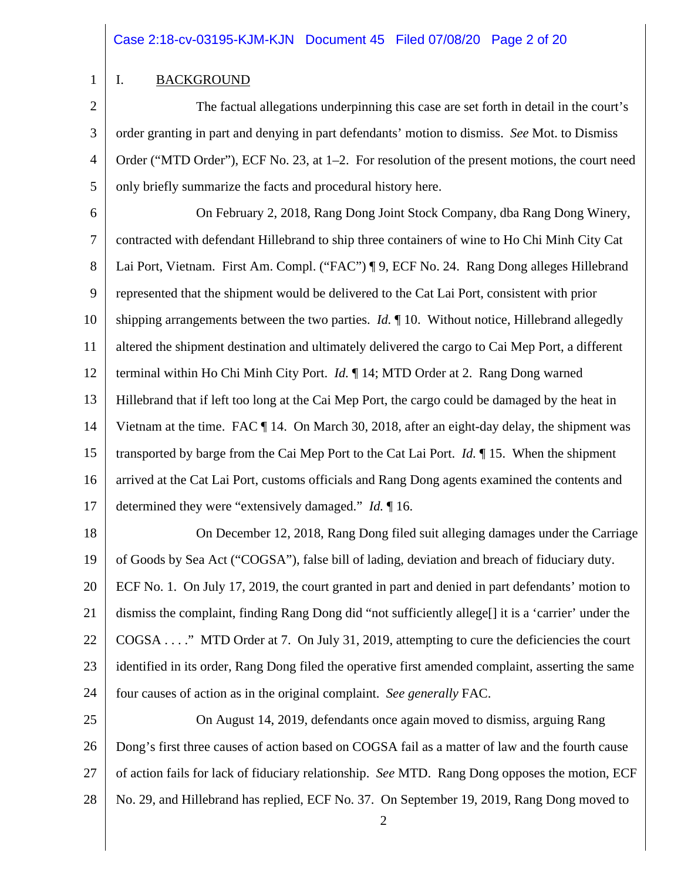## I. BACKGROUND

The factual allegations underpinning this case are set forth in detail in the court's order granting in part and denying in part defendants' motion to dismiss. *See* Mot. to Dismiss Order ("MTD Order"), ECF No. 23, at 1–2. For resolution of the present motions, the court need only briefly summarize the facts and procedural history here.

On February 2, 2018, Rang Dong Joint Stock Company, dba Rang Dong Winery, contracted with defendant Hillebrand to ship three containers of wine to Ho Chi Minh City Cat Lai Port, Vietnam. First Am. Compl. ("FAC") ¶ 9, ECF No. 24. Rang Dong alleges Hillebrand represented that the shipment would be delivered to the Cat Lai Port, consistent with prior shipping arrangements between the two parties. *Id.* ¶ 10. Without notice, Hillebrand allegedly altered the shipment destination and ultimately delivered the cargo to Cai Mep Port, a different terminal within Ho Chi Minh City Port. *Id.* ¶ 14; MTD Order at 2. Rang Dong warned Hillebrand that if left too long at the Cai Mep Port, the cargo could be damaged by the heat in Vietnam at the time. FAC ¶ 14. On March 30, 2018, after an eight-day delay, the shipment was transported by barge from the Cai Mep Port to the Cat Lai Port. *Id.* ¶ 15. When the shipment arrived at the Cat Lai Port, customs officials and Rang Dong agents examined the contents and determined they were "extensively damaged." *Id.* ¶ 16.

On December 12, 2018, Rang Dong filed suit alleging damages under the Carriage of Goods by Sea Act ("COGSA"), false bill of lading, deviation and breach of fiduciary duty. ECF No. 1. On July 17, 2019, the court granted in part and denied in part defendants' motion to dismiss the complaint, finding Rang Dong did "not sufficiently allege[] it is a 'carrier' under the COGSA . . . ." MTD Order at 7. On July 31, 2019, attempting to cure the deficiencies the court identified in its order, Rang Dong filed the operative first amended complaint, asserting the same four causes of action as in the original complaint. *See generally* FAC.

On August 14, 2019, defendants once again moved to dismiss, arguing Rang Dong's first three causes of action based on COGSA fail as a matter of law and the fourth cause of action fails for lack of fiduciary relationship. *See* MTD. Rang Dong opposes the motion, ECF No. 29, and Hillebrand has replied, ECF No. 37. On September 19, 2019, Rang Dong moved to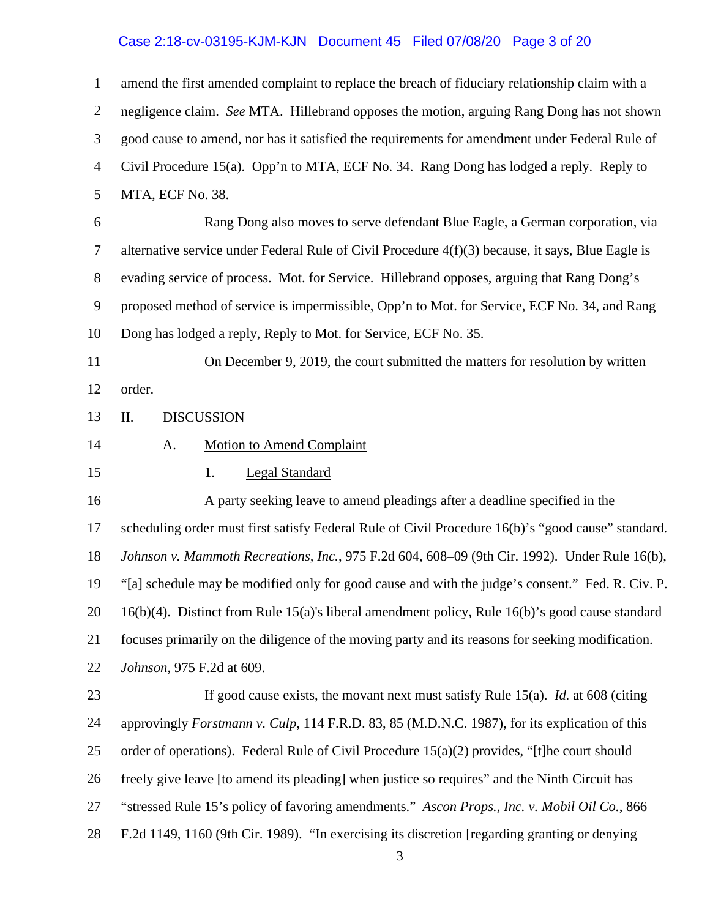amend the first amended complaint to replace the breach of fiduciary relationship claim with a negligence claim. *See* MTA. Hillebrand opposes the motion, arguing Rang Dong has not shown good cause to amend, nor has it satisfied the requirements for amendment under Federal Rule of Civil Procedure 15(a). Opp'n to MTA, ECF No. 34. Rang Dong has lodged a reply. Reply to MTA, ECF No. 38.

Rang Dong also moves to serve defendant Blue Eagle, a German corporation, via alternative service under Federal Rule of Civil Procedure 4(f)(3) because, it says, Blue Eagle is evading service of process. Mot. for Service. Hillebrand opposes, arguing that Rang Dong's proposed method of service is impermissible, Opp'n to Mot. for Service, ECF No. 34, and Rang Dong has lodged a reply, Reply to Mot. for Service, ECF No. 35.

On December 9, 2019, the court submitted the matters for resolution by written order.

## II. DISCUSSION

### A. Motion to Amend Complaint

#### 1. Legal Standard

A party seeking leave to amend pleadings after a deadline specified in the scheduling order must first satisfy Federal Rule of Civil Procedure 16(b)'s "good cause" standard. *Johnson v. Mammoth Recreations, Inc.*, 975 F.2d 604, 608–09 (9th Cir. 1992). Under Rule 16(b), "[a] schedule may be modified only for good cause and with the judge's consent." Fed. R. Civ. P. 16(b)(4). Distinct from Rule 15(a)'s liberal amendment policy, Rule 16(b)'s good cause standard focuses primarily on the diligence of the moving party and its reasons for seeking modification. *Johnson*, 975 F.2d at 609.

If good cause exists, the movant next must satisfy Rule 15(a). *Id.* at 608 (citing approvingly *Forstmann v. Culp*, 114 F.R.D. 83, 85 (M.D.N.C. 1987), for its explication of this order of operations). Federal Rule of Civil Procedure 15(a)(2) provides, "[t]he court should freely give leave [to amend its pleading] when justice so requires" and the Ninth Circuit has "stressed Rule 15's policy of favoring amendments." *Ascon Props., Inc. v. Mobil Oil Co.*, 866 F.2d 1149, 1160 (9th Cir. 1989). "In exercising its discretion [regarding granting or denying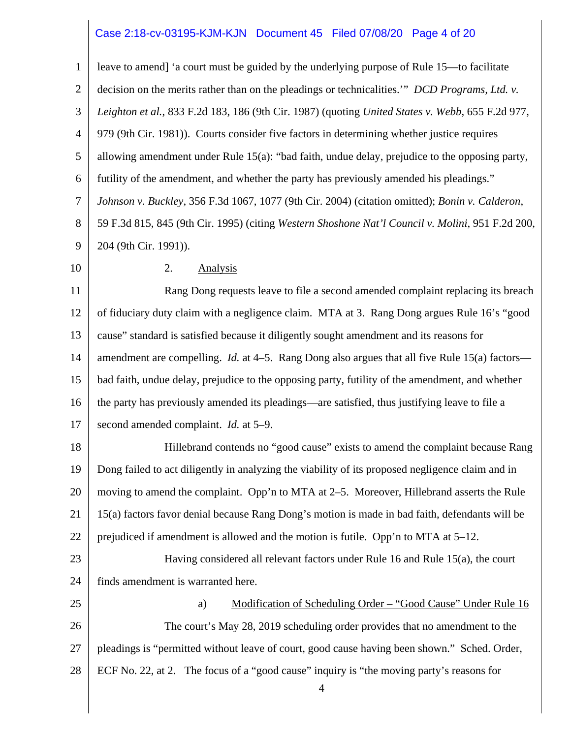leave to amend] 'a court must be guided by the underlying purpose of Rule 15—to facilitate decision on the merits rather than on the pleadings or technicalities.'" *DCD Programs, Ltd. v. Leighton et al.*, 833 F.2d 183, 186 (9th Cir. 1987) (quoting *United States v. Webb*, 655 F.2d 977, 979 (9th Cir. 1981)). Courts consider five factors in determining whether justice requires allowing amendment under Rule 15(a): "bad faith, undue delay, prejudice to the opposing party, futility of the amendment, and whether the party has previously amended his pleadings." *Johnson v. Buckley*, 356 F.3d 1067, 1077 (9th Cir. 2004) (citation omitted); *Bonin v. Calderon*, 59 F.3d 815, 845 (9th Cir. 1995) (citing *Western Shoshone Nat'l Council v. Molini*, 951 F.2d 200, 204 (9th Cir. 1991)).

2. Analysis

Rang Dong requests leave to file a second amended complaint replacing its breach of fiduciary duty claim with a negligence claim. MTA at 3. Rang Dong argues Rule 16's "good cause" standard is satisfied because it diligently sought amendment and its reasons for amendment are compelling. *Id.* at 4–5. Rang Dong also argues that all five Rule 15(a) factors—bad faith, undue delay, prejudice to the opposing party, futility of the amendment, and whether the party has previously amended its pleadings—are satisfied, thus justifying leave to file a second amended complaint. *Id.* at 5–9.

Hillebrand contends no "good cause" exists to amend the complaint because Rang Dong failed to act diligently in analyzing the viability of its proposed negligence claim and in moving to amend the complaint. Opp'n to MTA at 2–5. Moreover, Hillebrand asserts the Rule 15(a) factors favor denial because Rang Dong's motion is made in bad faith, defendants will be prejudiced if amendment is allowed and the motion is futile. Opp'n to MTA at 5–12.

Having considered all relevant factors under Rule 16 and Rule 15(a), the court finds amendment is warranted here.

a) Modification of Scheduling Order – "Good Cause" Under Rule 16

The court's May 28, 2019 scheduling order provides that no amendment to the pleadings is "permitted without leave of court, good cause having been shown." Sched. Order, ECF No. 22, at 2. The focus of a "good cause" inquiry is "the moving party's reasons for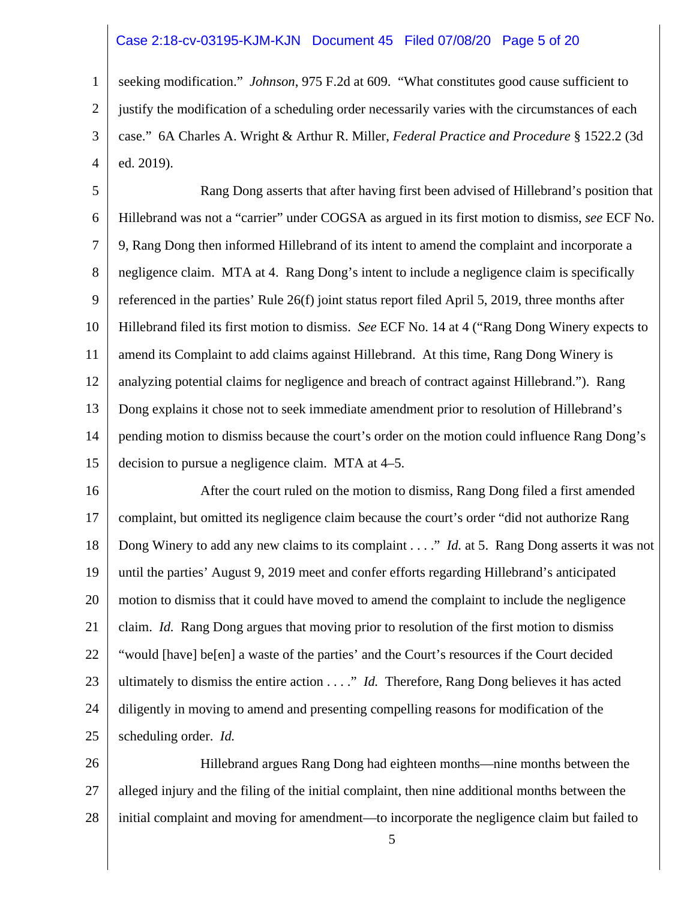seeking modification." *Johnson*, 975 F.2d at 609. "What constitutes good cause sufficient to justify the modification of a scheduling order necessarily varies with the circumstances of each case." 6A Charles A. Wright & Arthur R. Miller, *Federal Practice and Procedure* § 1522.2 (3d ed. 2019).

Rang Dong asserts that after having first been advised of Hillebrand's position that Hillebrand was not a "carrier" under COGSA as argued in its first motion to dismiss, *see* ECF No. 9, Rang Dong then informed Hillebrand of its intent to amend the complaint and incorporate a negligence claim. MTA at 4. Rang Dong's intent to include a negligence claim is specifically referenced in the parties' Rule 26(f) joint status report filed April 5, 2019, three months after Hillebrand filed its first motion to dismiss. *See* ECF No. 14 at 4 ("Rang Dong Winery expects to amend its Complaint to add claims against Hillebrand. At this time, Rang Dong Winery is analyzing potential claims for negligence and breach of contract against Hillebrand."). Rang Dong explains it chose not to seek immediate amendment prior to resolution of Hillebrand's pending motion to dismiss because the court's order on the motion could influence Rang Dong's decision to pursue a negligence claim. MTA at 4–5.

After the court ruled on the motion to dismiss, Rang Dong filed a first amended complaint, but omitted its negligence claim because the court's order "did not authorize Rang Dong Winery to add any new claims to its complaint . . . ." *Id.* at 5. Rang Dong asserts it was not until the parties' August 9, 2019 meet and confer efforts regarding Hillebrand's anticipated motion to dismiss that it could have moved to amend the complaint to include the negligence claim. *Id.* Rang Dong argues that moving prior to resolution of the first motion to dismiss "would [have] be[en] a waste of the parties' and the Court's resources if the Court decided ultimately to dismiss the entire action . . . ." *Id.* Therefore, Rang Dong believes it has acted diligently in moving to amend and presenting compelling reasons for modification of the scheduling order. *Id.*

Hillebrand argues Rang Dong had eighteen months—nine months between the alleged injury and the filing of the initial complaint, then nine additional months between the initial complaint and moving for amendment—to incorporate the negligence claim but failed to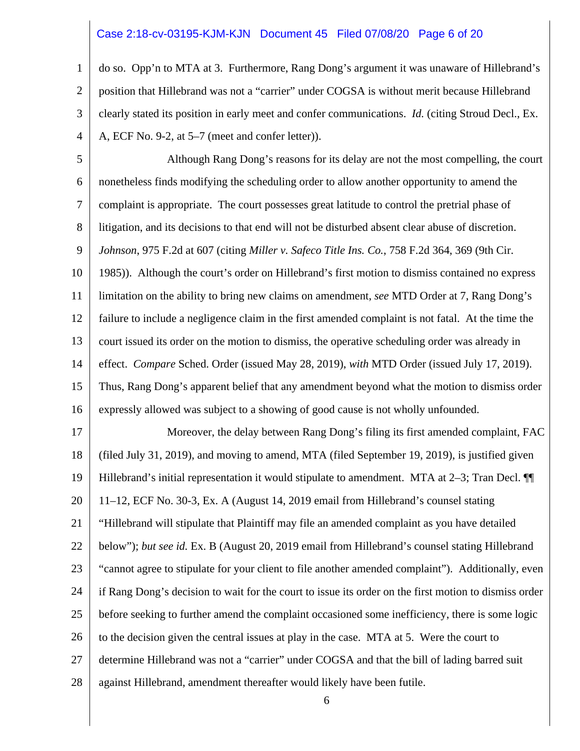do so. Opp'n to MTA at 3. Furthermore, Rang Dong's argument it was unaware of Hillebrand's position that Hillebrand was not a "carrier" under COGSA is without merit because Hillebrand clearly stated its position in early meet and confer communications. *Id.* (citing Stroud Decl., Ex. A, ECF No. 9-2, at 5–7 (meet and confer letter)).

Although Rang Dong's reasons for its delay are not the most compelling, the court nonetheless finds modifying the scheduling order to allow another opportunity to amend the complaint is appropriate. The court possesses great latitude to control the pretrial phase of litigation, and its decisions to that end will not be disturbed absent clear abuse of discretion. *Johnson*, 975 F.2d at 607 (citing *Miller v. Safeco Title Ins. Co.*, 758 F.2d 364, 369 (9th Cir. 1985)). Although the court's order on Hillebrand's first motion to dismiss contained no express limitation on the ability to bring new claims on amendment, *see* MTD Order at 7, Rang Dong's failure to include a negligence claim in the first amended complaint is not fatal. At the time the court issued its order on the motion to dismiss, the operative scheduling order was already in effect. *Compare* Sched. Order (issued May 28, 2019), *with* MTD Order (issued July 17, 2019). Thus, Rang Dong's apparent belief that any amendment beyond what the motion to dismiss order expressly allowed was subject to a showing of good cause is not wholly unfounded.

Moreover, the delay between Rang Dong's filing its first amended complaint, FAC (filed July 31, 2019), and moving to amend, MTA (filed September 19, 2019), is justified given Hillebrand's initial representation it would stipulate to amendment. MTA at 2–3; Tran Decl. ¶¶ 11–12, ECF No. 30-3, Ex. A (August 14, 2019 email from Hillebrand's counsel stating "Hillebrand will stipulate that Plaintiff may file an amended complaint as you have detailed below"); *but see id.* Ex. B (August 20, 2019 email from Hillebrand's counsel stating Hillebrand "cannot agree to stipulate for your client to file another amended complaint"). Additionally, even if Rang Dong's decision to wait for the court to issue its order on the first motion to dismiss order before seeking to further amend the complaint occasioned some inefficiency, there is some logic to the decision given the central issues at play in the case. MTA at 5. Were the court to determine Hillebrand was not a "carrier" under COGSA and that the bill of lading barred suit against Hillebrand, amendment thereafter would likely have been futile.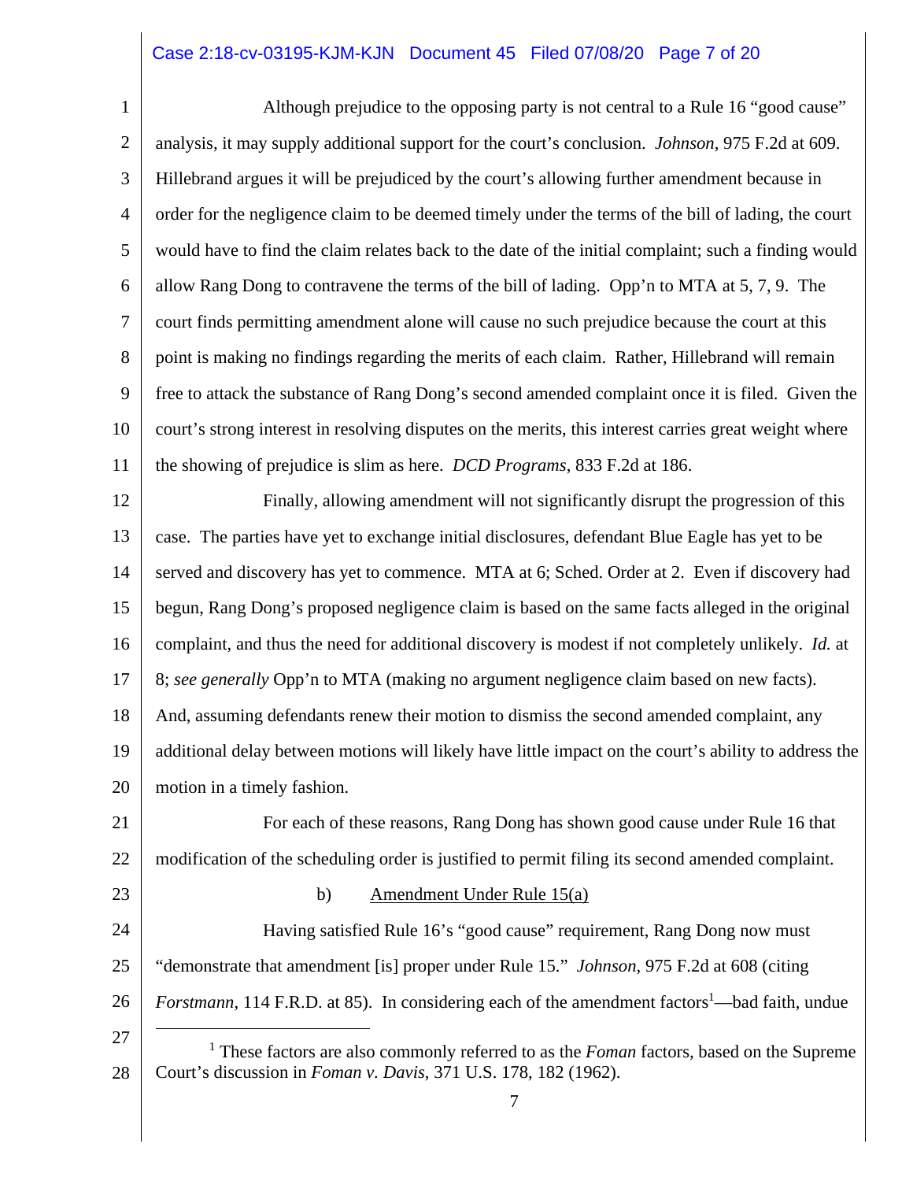Although prejudice to the opposing party is not central to a Rule 16 "good cause" analysis, it may supply additional support for the court's conclusion. *Johnson*, 975 F.2d at 609. Hillebrand argues it will be prejudiced by the court's allowing further amendment because in order for the negligence claim to be deemed timely under the terms of the bill of lading, the court would have to find the claim relates back to the date of the initial complaint; such a finding would allow Rang Dong to contravene the terms of the bill of lading. Opp'n to MTA at 5, 7, 9. The court finds permitting amendment alone will cause no such prejudice because the court at this point is making no findings regarding the merits of each claim. Rather, Hillebrand will remain free to attack the substance of Rang Dong's second amended complaint once it is filed. Given the court's strong interest in resolving disputes on the merits, this interest carries great weight where the showing of prejudice is slim as here. *DCD Programs*, 833 F.2d at 186.

Finally, allowing amendment will not significantly disrupt the progression of this case. The parties have yet to exchange initial disclosures, defendant Blue Eagle has yet to be served and discovery has yet to commence. MTA at 6; Sched. Order at 2. Even if discovery had begun, Rang Dong's proposed negligence claim is based on the same facts alleged in the original complaint, and thus the need for additional discovery is modest if not completely unlikely. *Id.* at 8; *see generally* Opp'n to MTA (making no argument negligence claim based on new facts). And, assuming defendants renew their motion to dismiss the second amended complaint, any additional delay between motions will likely have little impact on the court's ability to address the motion in a timely fashion.

For each of these reasons, Rang Dong has shown good cause under Rule 16 that modification of the scheduling order is justified to permit filing its second amended complaint.

b) Amendment Under Rule 15(a)

Having satisfied Rule 16's "good cause" requirement, Rang Dong now must "demonstrate that amendment [is] proper under Rule 15." *Johnson*, 975 F.2d at 608 (citing *Forstmann*, 114 F.R.D. at 85). In considering each of the amendment factors[1]—bad faith, undue

[1] These factors are also commonly referred to as the *Foman* factors, based on the Supreme Court's discussion in *Foman v. Davis*, 371 U.S. 178, 182 (1962).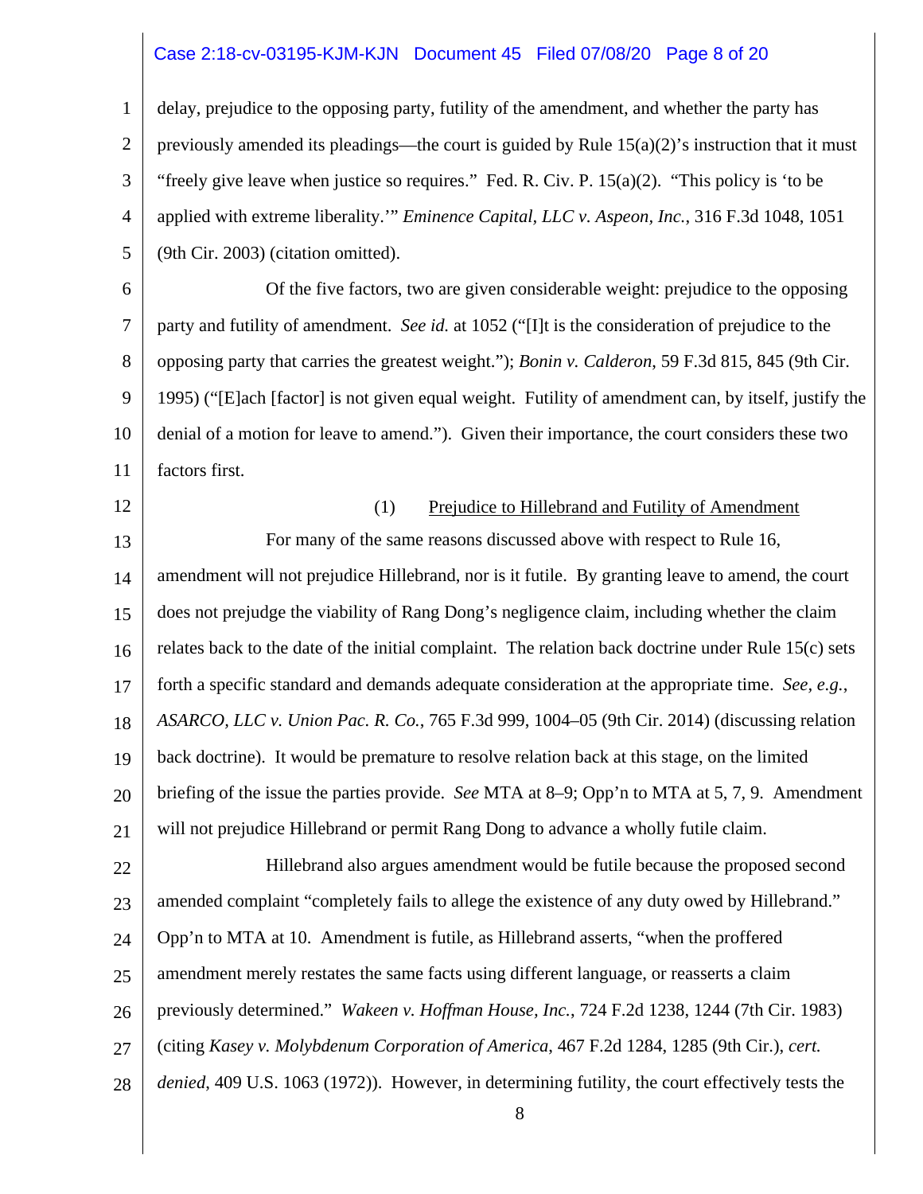delay, prejudice to the opposing party, futility of the amendment, and whether the party has previously amended its pleadings—the court is guided by Rule 15(a)(2)'s instruction that it must "freely give leave when justice so requires." Fed. R. Civ. P. 15(a)(2). "This policy is 'to be applied with extreme liberality.'" *Eminence Capital, LLC v. Aspeon, Inc.*, 316 F.3d 1048, 1051 (9th Cir. 2003) (citation omitted).

Of the five factors, two are given considerable weight: prejudice to the opposing party and futility of amendment. *See id.* at 1052 ("[I]t is the consideration of prejudice to the opposing party that carries the greatest weight."); *Bonin v. Calderon*, 59 F.3d 815, 845 (9th Cir. 1995) ("[E]ach [factor] is not given equal weight. Futility of amendment can, by itself, justify the denial of a motion for leave to amend."). Given their importance, the court considers these two factors first.

(1) Prejudice to Hillebrand and Futility of Amendment

For many of the same reasons discussed above with respect to Rule 16, amendment will not prejudice Hillebrand, nor is it futile. By granting leave to amend, the court does not prejudge the viability of Rang Dong's negligence claim, including whether the claim relates back to the date of the initial complaint. The relation back doctrine under Rule 15(c) sets forth a specific standard and demands adequate consideration at the appropriate time. *See, e.g.*, *ASARCO, LLC v. Union Pac. R. Co.*, 765 F.3d 999, 1004–05 (9th Cir. 2014) (discussing relation back doctrine). It would be premature to resolve relation back at this stage, on the limited briefing of the issue the parties provide. *See* MTA at 8–9; Opp'n to MTA at 5, 7, 9. Amendment will not prejudice Hillebrand or permit Rang Dong to advance a wholly futile claim.

Hillebrand also argues amendment would be futile because the proposed second amended complaint "completely fails to allege the existence of any duty owed by Hillebrand." Opp'n to MTA at 10. Amendment is futile, as Hillebrand asserts, "when the proffered amendment merely restates the same facts using different language, or reasserts a claim previously determined." *Wakeen v. Hoffman House, Inc.*, 724 F.2d 1238, 1244 (7th Cir. 1983) (citing *Kasey v. Molybdenum Corporation of America*, 467 F.2d 1284, 1285 (9th Cir.), *cert. denied*, 409 U.S. 1063 (1972)). However, in determining futility, the court effectively tests the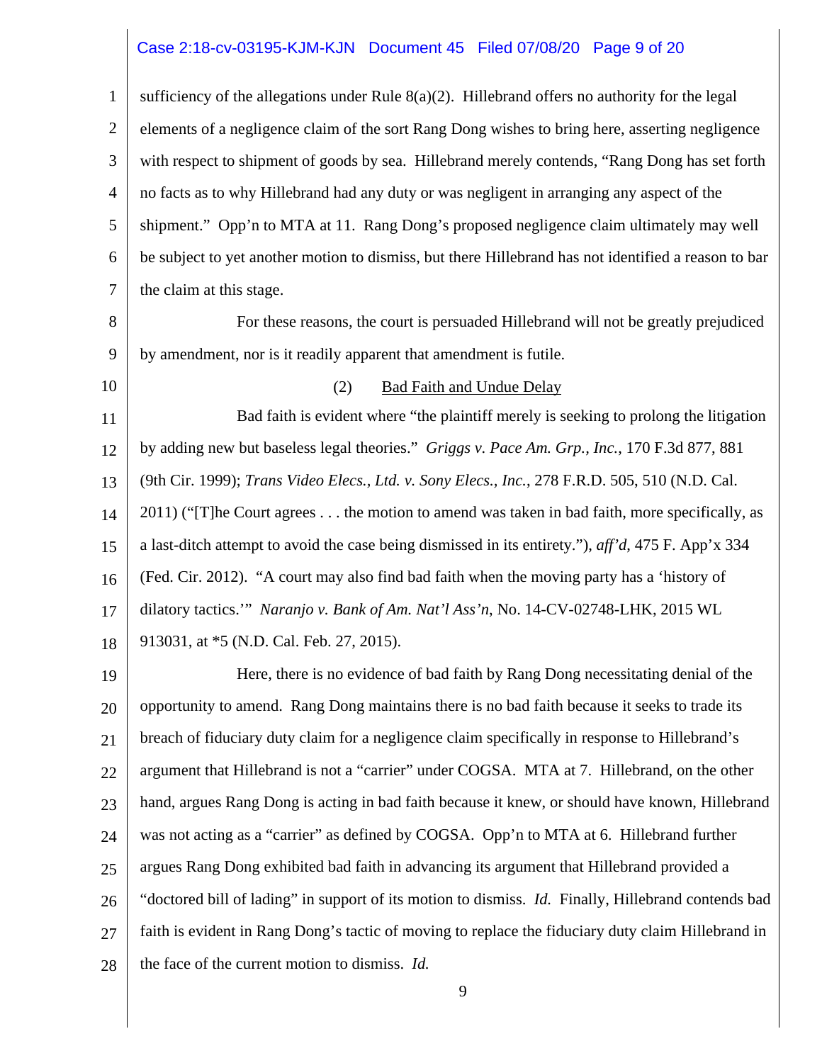sufficiency of the allegations under Rule 8(a)(2). Hillebrand offers no authority for the legal elements of a negligence claim of the sort Rang Dong wishes to bring here, asserting negligence with respect to shipment of goods by sea. Hillebrand merely contends, "Rang Dong has set forth no facts as to why Hillebrand had any duty or was negligent in arranging any aspect of the shipment." Opp'n to MTA at 11. Rang Dong's proposed negligence claim ultimately may well be subject to yet another motion to dismiss, but there Hillebrand has not identified a reason to bar the claim at this stage.

For these reasons, the court is persuaded Hillebrand will not be greatly prejudiced by amendment, nor is it readily apparent that amendment is futile.

(2) Bad Faith and Undue Delay

Bad faith is evident where "the plaintiff merely is seeking to prolong the litigation by adding new but baseless legal theories." *Griggs v. Pace Am. Grp., Inc.*, 170 F.3d 877, 881 (9th Cir. 1999); *Trans Video Elecs., Ltd. v. Sony Elecs., Inc.*, 278 F.R.D. 505, 510 (N.D. Cal. 2011) ("[T]he Court agrees . . . the motion to amend was taken in bad faith, more specifically, as a last-ditch attempt to avoid the case being dismissed in its entirety."), *aff'd*, 475 F. App'x 334 (Fed. Cir. 2012). "A court may also find bad faith when the moving party has a 'history of dilatory tactics.'" *Naranjo v. Bank of Am. Nat'l Ass'n*, No. 14-CV-02748-LHK, 2015 WL 913031, at *5 (N.D. Cal. Feb. 27, 2015).

Here, there is no evidence of bad faith by Rang Dong necessitating denial of the opportunity to amend. Rang Dong maintains there is no bad faith because it seeks to trade its breach of fiduciary duty claim for a negligence claim specifically in response to Hillebrand's argument that Hillebrand is not a "carrier" under COGSA. MTA at 7. Hillebrand, on the other hand, argues Rang Dong is acting in bad faith because it knew, or should have known, Hillebrand was not acting as a "carrier" as defined by COGSA. Opp'n to MTA at 6. Hillebrand further argues Rang Dong exhibited bad faith in advancing its argument that Hillebrand provided a "doctored bill of lading" in support of its motion to dismiss. *Id.* Finally, Hillebrand contends bad faith is evident in Rang Dong's tactic of moving to replace the fiduciary duty claim Hillebrand in the face of the current motion to dismiss. *Id.*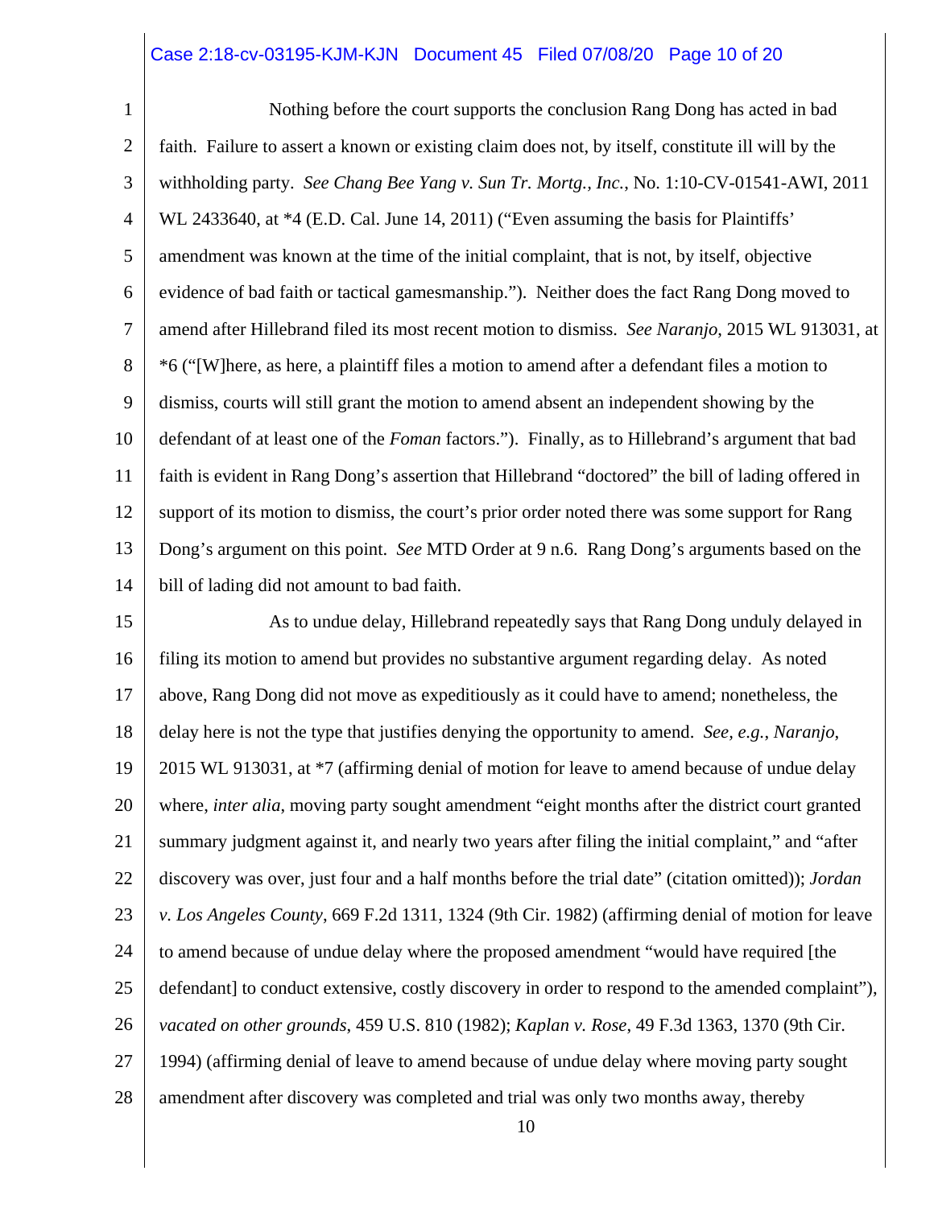Nothing before the court supports the conclusion Rang Dong has acted in bad faith. Failure to assert a known or existing claim does not, by itself, constitute ill will by the withholding party. *See Chang Bee Yang v. Sun Tr. Mortg., Inc.*, No. 1:10-CV-01541-AWI, 2011 WL 2433640, at *4 (E.D. Cal. June 14, 2011) ("Even assuming the basis for Plaintiffs' amendment was known at the time of the initial complaint, that is not, by itself, objective evidence of bad faith or tactical gamesmanship."). Neither does the fact Rang Dong moved to amend after Hillebrand filed its most recent motion to dismiss. *See Naranjo*, 2015 WL 913031, at *6 ("[W]here, as here, a plaintiff files a motion to amend after a defendant files a motion to dismiss, courts will still grant the motion to amend absent an independent showing by the defendant of at least one of the *Foman* factors."). Finally, as to Hillebrand's argument that bad faith is evident in Rang Dong's assertion that Hillebrand "doctored" the bill of lading offered in support of its motion to dismiss, the court's prior order noted there was some support for Rang Dong's argument on this point. *See* MTD Order at 9 n.6. Rang Dong's arguments based on the bill of lading did not amount to bad faith.

As to undue delay, Hillebrand repeatedly says that Rang Dong unduly delayed in filing its motion to amend but provides no substantive argument regarding delay. As noted above, Rang Dong did not move as expeditiously as it could have to amend; nonetheless, the delay here is not the type that justifies denying the opportunity to amend. *See, e.g.*, *Naranjo*, 2015 WL 913031, at *7 (affirming denial of motion for leave to amend because of undue delay where, *inter alia*, moving party sought amendment "eight months after the district court granted summary judgment against it, and nearly two years after filing the initial complaint," and "after discovery was over, just four and a half months before the trial date" (citation omitted)); *Jordan v. Los Angeles County*, 669 F.2d 1311, 1324 (9th Cir. 1982) (affirming denial of motion for leave to amend because of undue delay where the proposed amendment "would have required [the defendant] to conduct extensive, costly discovery in order to respond to the amended complaint"), *vacated on other grounds*, 459 U.S. 810 (1982); *Kaplan v. Rose*, 49 F.3d 1363, 1370 (9th Cir. 1994) (affirming denial of leave to amend because of undue delay where moving party sought amendment after discovery was completed and trial was only two months away, thereby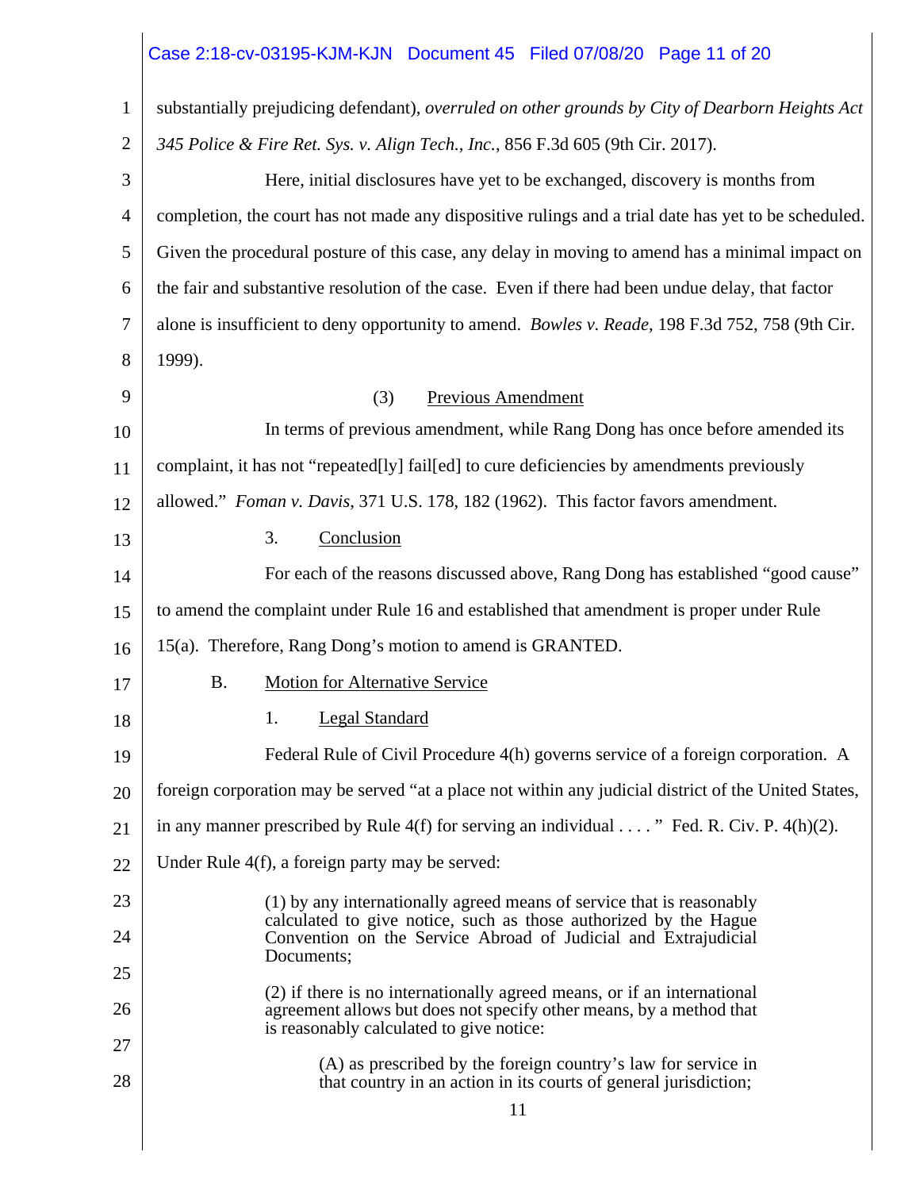substantially prejudicing defendant), *overruled on other grounds by City of Dearborn Heights Act 345 Police & Fire Ret. Sys. v. Align Tech., Inc.*, 856 F.3d 605 (9th Cir. 2017).

Here, initial disclosures have yet to be exchanged, discovery is months from completion, the court has not made any dispositive rulings and a trial date has yet to be scheduled. Given the procedural posture of this case, any delay in moving to amend has a minimal impact on the fair and substantive resolution of the case. Even if there had been undue delay, that factor alone is insufficient to deny opportunity to amend. *Bowles v. Reade*, 198 F.3d 752, 758 (9th Cir. 1999).

(3) Previous Amendment

In terms of previous amendment, while Rang Dong has once before amended its complaint, it has not "repeated[ly] fail[ed] to cure deficiencies by amendments previously allowed." *Foman v. Davis*, 371 U.S. 178, 182 (1962). This factor favors amendment.

3. Conclusion

For each of the reasons discussed above, Rang Dong has established "good cause" to amend the complaint under Rule 16 and established that amendment is proper under Rule 15(a). Therefore, Rang Dong's motion to amend is GRANTED.

B. Motion for Alternative Service

1. Legal Standard

Federal Rule of Civil Procedure 4(h) governs service of a foreign corporation. A foreign corporation may be served "at a place not within any judicial district of the United States, in any manner prescribed by Rule 4(f) for serving an individual . . . . " Fed. R. Civ. P. 4(h)(2). Under Rule 4(f), a foreign party may be served:

> (1) by any internationally agreed means of service that is reasonably calculated to give notice, such as those authorized by the Hague Convention on the Service Abroad of Judicial and Extrajudicial Documents;
>
> (2) if there is no internationally agreed means, or if an international agreement allows but does not specify other means, by a method that is reasonably calculated to give notice:
>
> > (A) as prescribed by the foreign country's law for service in that country in an action in its courts of general jurisdiction;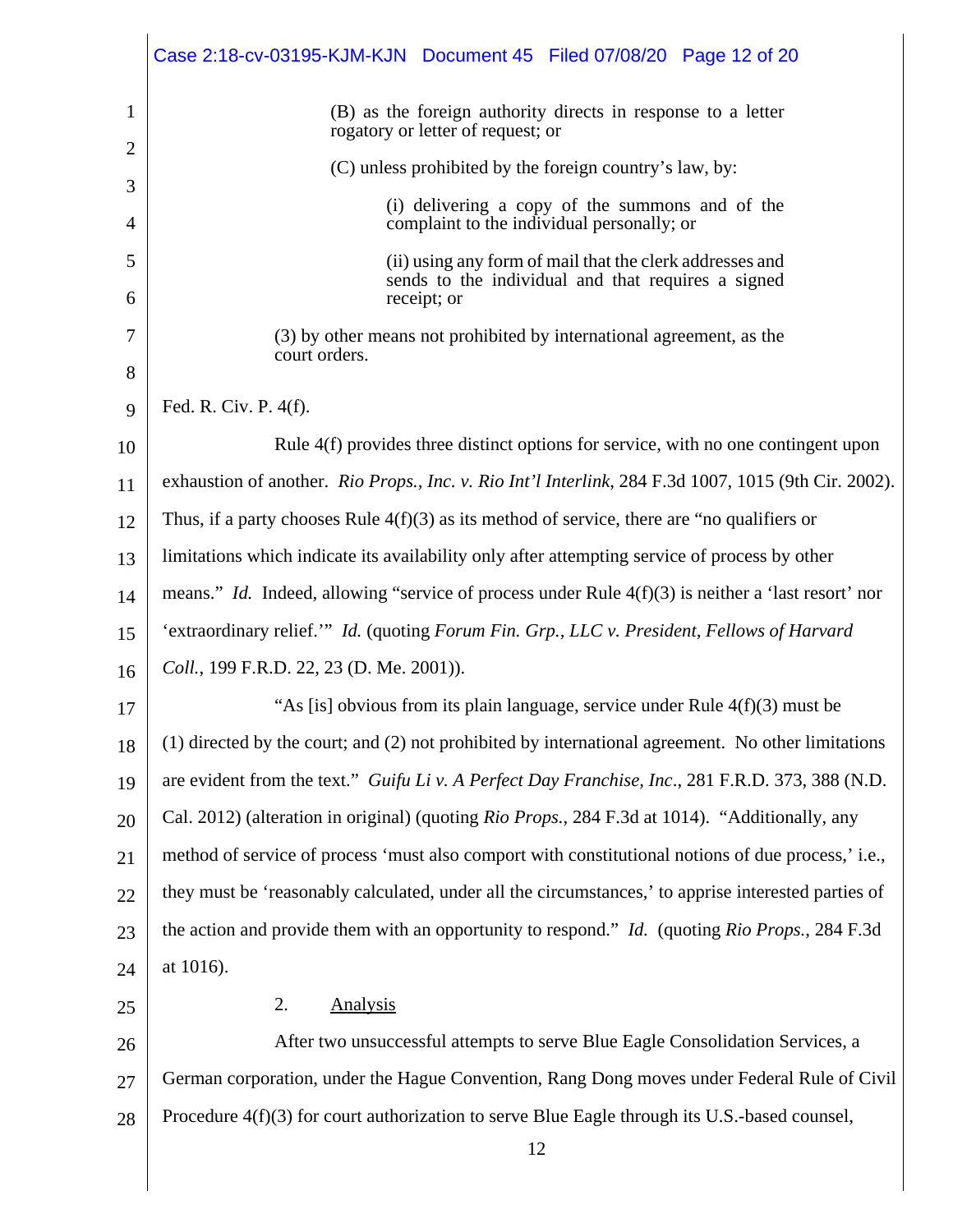(B) as the foreign authority directs in response to a letter rogatory or letter of request; or

(C) unless prohibited by the foreign country's law, by:

(i) delivering a copy of the summons and of the complaint to the individual personally; or

(ii) using any form of mail that the clerk addresses and sends to the individual and that requires a signed receipt; or

(3) by other means not prohibited by international agreement, as the court orders.

Fed. R. Civ. P. 4(f).

Rule 4(f) provides three distinct options for service, with no one contingent upon exhaustion of another. *Rio Props., Inc. v. Rio Int'l Interlink*, 284 F.3d 1007, 1015 (9th Cir. 2002). Thus, if a party chooses Rule 4(f)(3) as its method of service, there are "no qualifiers or limitations which indicate its availability only after attempting service of process by other means." *Id.* Indeed, allowing "service of process under Rule 4(f)(3) is neither a 'last resort' nor 'extraordinary relief.'" *Id.* (quoting *Forum Fin. Grp., LLC v. President, Fellows of Harvard Coll.*, 199 F.R.D. 22, 23 (D. Me. 2001)).

"As [is] obvious from its plain language, service under Rule 4(f)(3) must be (1) directed by the court; and (2) not prohibited by international agreement. No other limitations are evident from the text." *Guifu Li v. A Perfect Day Franchise, Inc*., 281 F.R.D. 373, 388 (N.D. Cal. 2012) (alteration in original) (quoting *Rio Props.*, 284 F.3d at 1014). "Additionally, any method of service of process 'must also comport with constitutional notions of due process,' i.e., they must be 'reasonably calculated, under all the circumstances,' to apprise interested parties of the action and provide them with an opportunity to respond." *Id.* (quoting *Rio Props.*, 284 F.3d at 1016).

2. Analysis

After two unsuccessful attempts to serve Blue Eagle Consolidation Services, a German corporation, under the Hague Convention, Rang Dong moves under Federal Rule of Civil Procedure 4(f)(3) for court authorization to serve Blue Eagle through its U.S.-based counsel,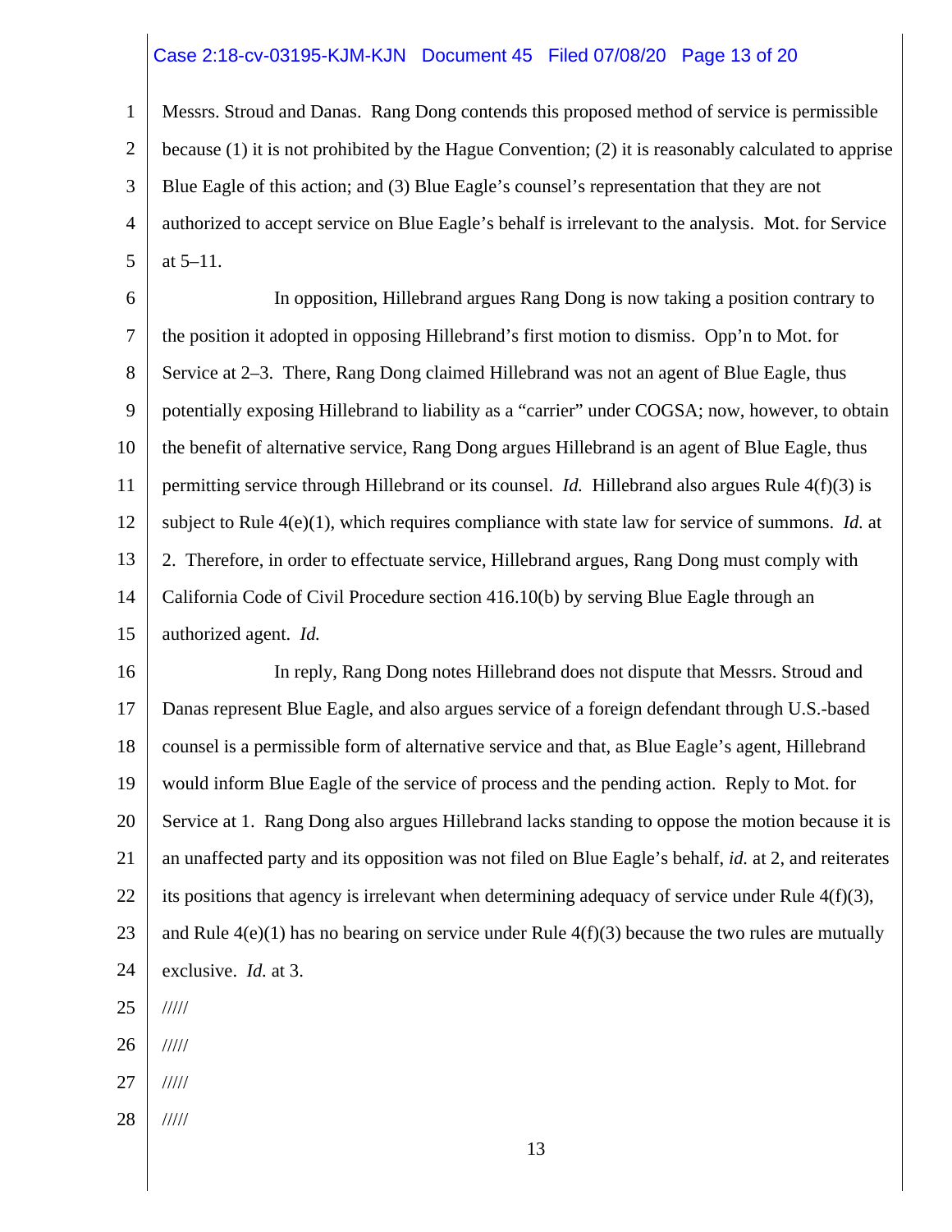Messrs. Stroud and Danas. Rang Dong contends this proposed method of service is permissible because (1) it is not prohibited by the Hague Convention; (2) it is reasonably calculated to apprise Blue Eagle of this action; and (3) Blue Eagle's counsel's representation that they are not authorized to accept service on Blue Eagle's behalf is irrelevant to the analysis. Mot. for Service at 5–11.

In opposition, Hillebrand argues Rang Dong is now taking a position contrary to the position it adopted in opposing Hillebrand's first motion to dismiss. Opp'n to Mot. for Service at 2–3. There, Rang Dong claimed Hillebrand was not an agent of Blue Eagle, thus potentially exposing Hillebrand to liability as a "carrier" under COGSA; now, however, to obtain the benefit of alternative service, Rang Dong argues Hillebrand is an agent of Blue Eagle, thus permitting service through Hillebrand or its counsel. *Id.* Hillebrand also argues Rule 4(f)(3) is subject to Rule 4(e)(1), which requires compliance with state law for service of summons. *Id.* at 2. Therefore, in order to effectuate service, Hillebrand argues, Rang Dong must comply with California Code of Civil Procedure section 416.10(b) by serving Blue Eagle through an authorized agent. *Id.*

In reply, Rang Dong notes Hillebrand does not dispute that Messrs. Stroud and Danas represent Blue Eagle, and also argues service of a foreign defendant through U.S.-based counsel is a permissible form of alternative service and that, as Blue Eagle's agent, Hillebrand would inform Blue Eagle of the service of process and the pending action. Reply to Mot. for Service at 1. Rang Dong also argues Hillebrand lacks standing to oppose the motion because it is an unaffected party and its opposition was not filed on Blue Eagle's behalf, *id.* at 2, and reiterates its positions that agency is irrelevant when determining adequacy of service under Rule 4(f)(3), and Rule 4(e)(1) has no bearing on service under Rule 4(f)(3) because the two rules are mutually exclusive. *Id.* at 3.

/////

/////

/////

/////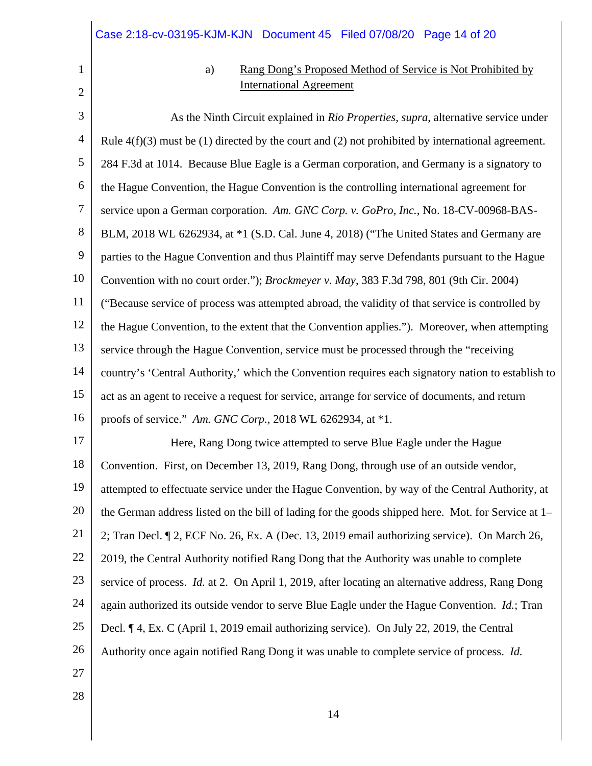a) Rang Dong's Proposed Method of Service is Not Prohibited by International Agreement

As the Ninth Circuit explained in *Rio Properties*, *supra*, alternative service under Rule 4(f)(3) must be (1) directed by the court and (2) not prohibited by international agreement. 284 F.3d at 1014. Because Blue Eagle is a German corporation, and Germany is a signatory to the Hague Convention, the Hague Convention is the controlling international agreement for service upon a German corporation. *Am. GNC Corp. v. GoPro, Inc.*, No. 18-CV-00968-BAS-BLM, 2018 WL 6262934, at *1 (S.D. Cal. June 4, 2018) ("The United States and Germany are parties to the Hague Convention and thus Plaintiff may serve Defendants pursuant to the Hague Convention with no court order."); *Brockmeyer v. May*, 383 F.3d 798, 801 (9th Cir. 2004) ("Because service of process was attempted abroad, the validity of that service is controlled by the Hague Convention, to the extent that the Convention applies."). Moreover, when attempting service through the Hague Convention, service must be processed through the "receiving country's 'Central Authority,' which the Convention requires each signatory nation to establish to act as an agent to receive a request for service, arrange for service of documents, and return proofs of service." *Am. GNC Corp.*, 2018 WL 6262934, at *1.

Here, Rang Dong twice attempted to serve Blue Eagle under the Hague Convention. First, on December 13, 2019, Rang Dong, through use of an outside vendor, attempted to effectuate service under the Hague Convention, by way of the Central Authority, at the German address listed on the bill of lading for the goods shipped here. Mot. for Service at 1–2; Tran Decl. ¶ 2, ECF No. 26, Ex. A (Dec. 13, 2019 email authorizing service). On March 26, 2019, the Central Authority notified Rang Dong that the Authority was unable to complete service of process. *Id.* at 2. On April 1, 2019, after locating an alternative address, Rang Dong again authorized its outside vendor to serve Blue Eagle under the Hague Convention. *Id.*; Tran Decl. ¶ 4, Ex. C (April 1, 2019 email authorizing service). On July 22, 2019, the Central Authority once again notified Rang Dong it was unable to complete service of process. *Id.*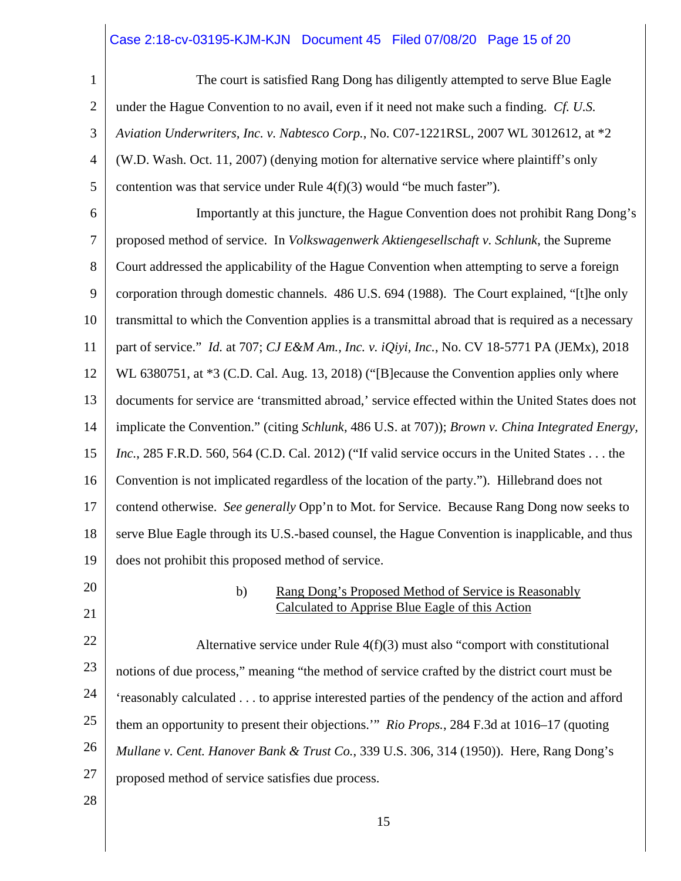The court is satisfied Rang Dong has diligently attempted to serve Blue Eagle under the Hague Convention to no avail, even if it need not make such a finding. *Cf. U.S. Aviation Underwriters, Inc. v. Nabtesco Corp.*, No. C07-1221RSL, 2007 WL 3012612, at *2 (W.D. Wash. Oct. 11, 2007) (denying motion for alternative service where plaintiff's only contention was that service under Rule 4(f)(3) would "be much faster").

Importantly at this juncture, the Hague Convention does not prohibit Rang Dong's proposed method of service. In *Volkswagenwerk Aktiengesellschaft v. Schlunk*, the Supreme Court addressed the applicability of the Hague Convention when attempting to serve a foreign corporation through domestic channels. 486 U.S. 694 (1988). The Court explained, "[t]he only transmittal to which the Convention applies is a transmittal abroad that is required as a necessary part of service." *Id.* at 707; *CJ E&M Am., Inc. v. iQiyi, Inc.*, No. CV 18-5771 PA (JEMx), 2018 WL 6380751, at *3 (C.D. Cal. Aug. 13, 2018) ("[B]ecause the Convention applies only where documents for service are 'transmitted abroad,' service effected within the United States does not implicate the Convention." (citing *Schlunk*, 486 U.S. at 707)); *Brown v. China Integrated Energy, Inc.*, 285 F.R.D. 560, 564 (C.D. Cal. 2012) ("If valid service occurs in the United States . . . the Convention is not implicated regardless of the location of the party."). Hillebrand does not contend otherwise. *See generally* Opp'n to Mot. for Service. Because Rang Dong now seeks to serve Blue Eagle through its U.S.-based counsel, the Hague Convention is inapplicable, and thus does not prohibit this proposed method of service.

b) <u>Rang Dong's Proposed Method of Service is Reasonably Calculated to Apprise Blue Eagle of this Action</u>

Alternative service under Rule 4(f)(3) must also "comport with constitutional notions of due process," meaning "the method of service crafted by the district court must be 'reasonably calculated . . . to apprise interested parties of the pendency of the action and afford them an opportunity to present their objections.'" *Rio Props.*, 284 F.3d at 1016–17 (quoting *Mullane v. Cent. Hanover Bank & Trust Co.*, 339 U.S. 306, 314 (1950)). Here, Rang Dong's proposed method of service satisfies due process.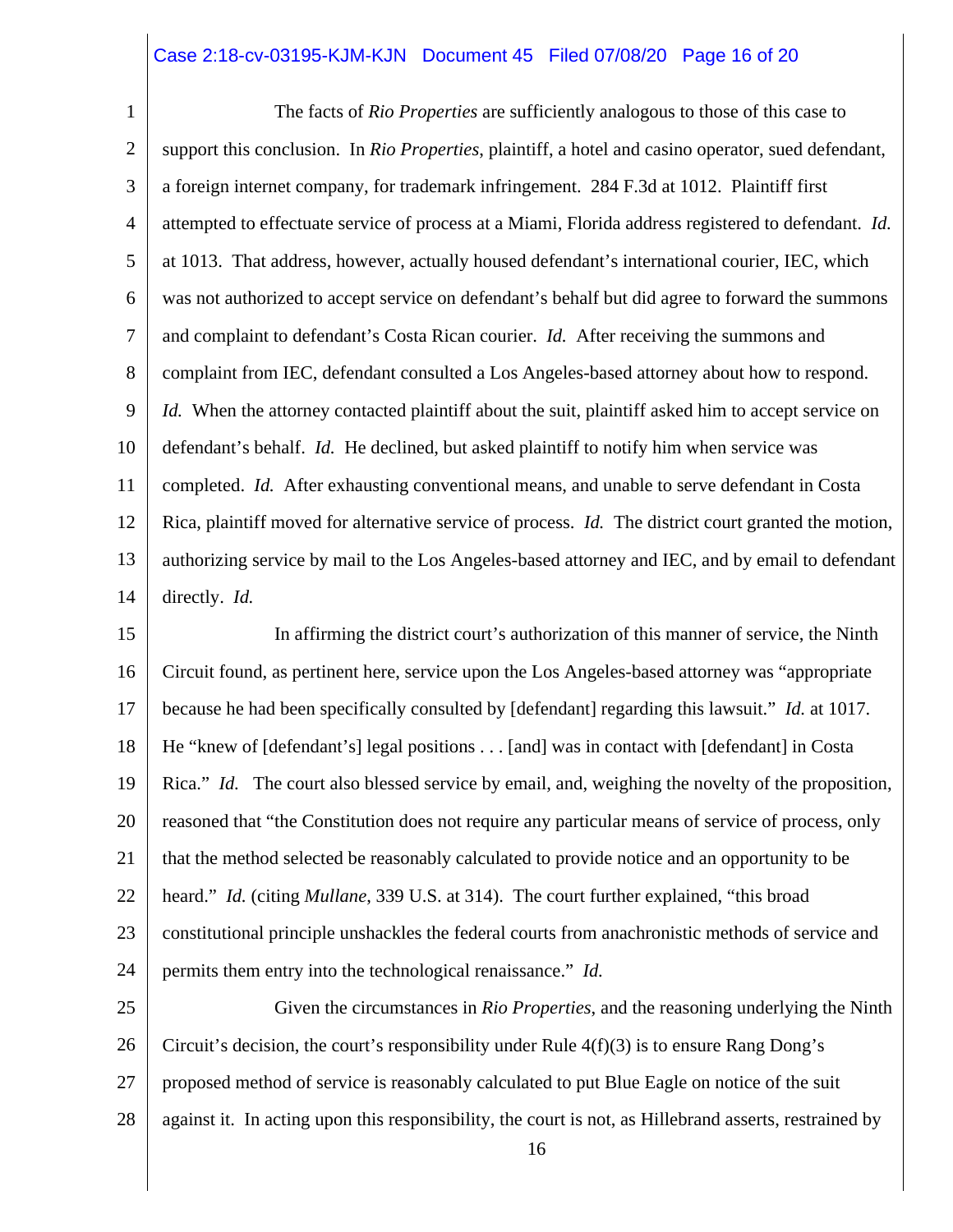The facts of *Rio Properties* are sufficiently analogous to those of this case to support this conclusion. In *Rio Properties*, plaintiff, a hotel and casino operator, sued defendant, a foreign internet company, for trademark infringement. 284 F.3d at 1012. Plaintiff first attempted to effectuate service of process at a Miami, Florida address registered to defendant. *Id.* at 1013. That address, however, actually housed defendant's international courier, IEC, which was not authorized to accept service on defendant's behalf but did agree to forward the summons and complaint to defendant's Costa Rican courier. *Id.* After receiving the summons and complaint from IEC, defendant consulted a Los Angeles-based attorney about how to respond. *Id.* When the attorney contacted plaintiff about the suit, plaintiff asked him to accept service on defendant's behalf. *Id.* He declined, but asked plaintiff to notify him when service was completed. *Id.* After exhausting conventional means, and unable to serve defendant in Costa Rica, plaintiff moved for alternative service of process. *Id.* The district court granted the motion, authorizing service by mail to the Los Angeles-based attorney and IEC, and by email to defendant directly. *Id.*

In affirming the district court's authorization of this manner of service, the Ninth Circuit found, as pertinent here, service upon the Los Angeles-based attorney was "appropriate because he had been specifically consulted by [defendant] regarding this lawsuit." *Id.* at 1017. He "knew of [defendant's] legal positions . . . [and] was in contact with [defendant] in Costa Rica." *Id.* The court also blessed service by email, and, weighing the novelty of the proposition, reasoned that "the Constitution does not require any particular means of service of process, only that the method selected be reasonably calculated to provide notice and an opportunity to be heard." *Id.* (citing *Mullane*, 339 U.S. at 314). The court further explained, "this broad constitutional principle unshackles the federal courts from anachronistic methods of service and permits them entry into the technological renaissance." *Id.*

Given the circumstances in *Rio Properties*, and the reasoning underlying the Ninth Circuit's decision, the court's responsibility under Rule 4(f)(3) is to ensure Rang Dong's proposed method of service is reasonably calculated to put Blue Eagle on notice of the suit against it. In acting upon this responsibility, the court is not, as Hillebrand asserts, restrained by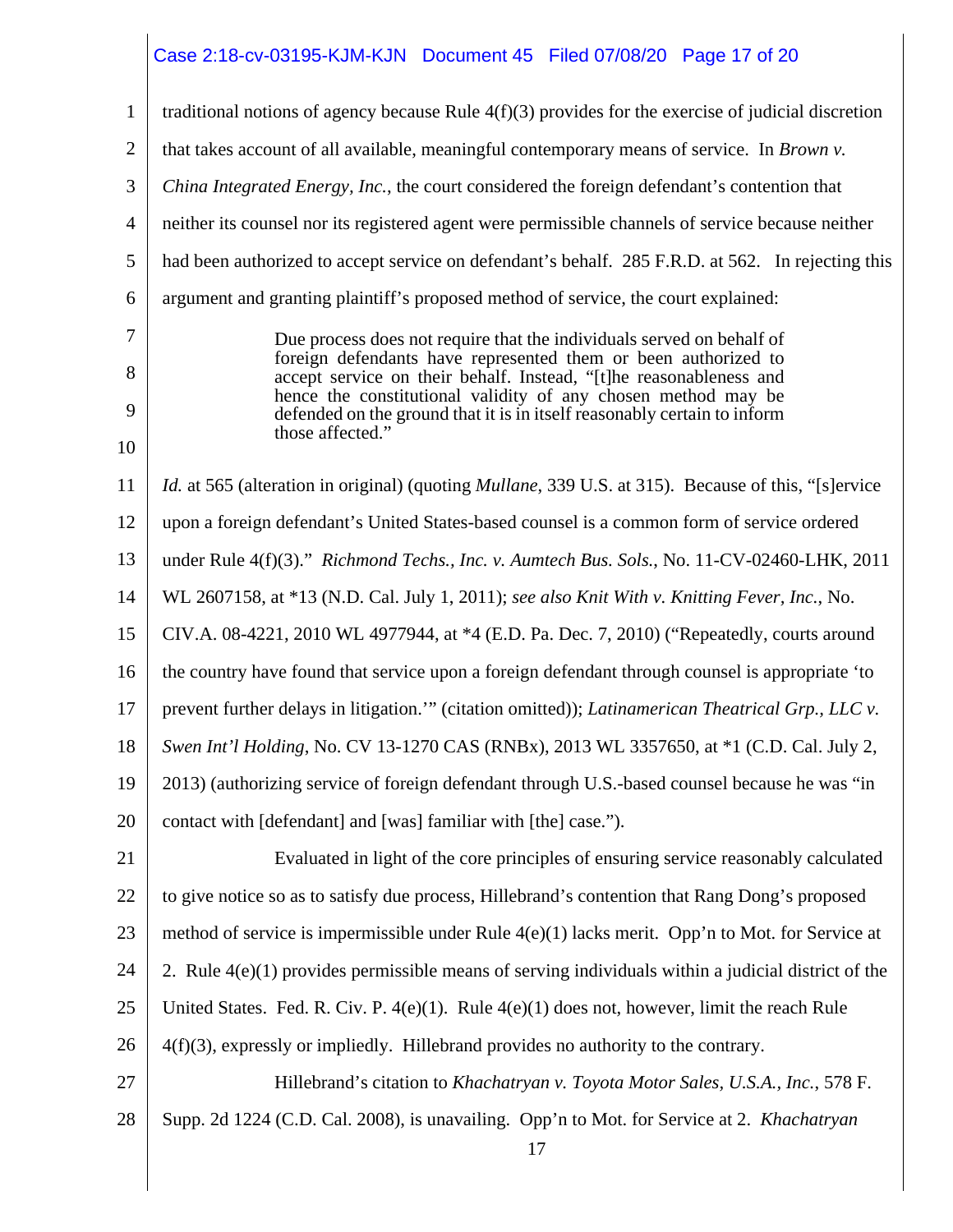traditional notions of agency because Rule 4(f)(3) provides for the exercise of judicial discretion that takes account of all available, meaningful contemporary means of service. In *Brown v. China Integrated Energy, Inc.*, the court considered the foreign defendant's contention that neither its counsel nor its registered agent were permissible channels of service because neither had been authorized to accept service on defendant's behalf. 285 F.R.D. at 562. In rejecting this argument and granting plaintiff's proposed method of service, the court explained:

> Due process does not require that the individuals served on behalf of foreign defendants have represented them or been authorized to accept service on their behalf. Instead, "[t]he reasonableness and hence the constitutional validity of any chosen method may be defended on the ground that it is in itself reasonably certain to inform those affected."

*Id.* at 565 (alteration in original) (quoting *Mullane*, 339 U.S. at 315). Because of this, "[s]ervice upon a foreign defendant's United States-based counsel is a common form of service ordered under Rule 4(f)(3)." *Richmond Techs., Inc. v. Aumtech Bus. Sols.*, No. 11-CV-02460-LHK, 2011 WL 2607158, at *13 (N.D. Cal. July 1, 2011); *see also Knit With v. Knitting Fever, Inc.*, No. CIV.A. 08-4221, 2010 WL 4977944, at *4 (E.D. Pa. Dec. 7, 2010) ("Repeatedly, courts around the country have found that service upon a foreign defendant through counsel is appropriate 'to prevent further delays in litigation.'" (citation omitted)); *Latinamerican Theatrical Grp., LLC v. Swen Int'l Holding*, No. CV 13-1270 CAS (RNBx), 2013 WL 3357650, at *1 (C.D. Cal. July 2, 2013) (authorizing service of foreign defendant through U.S.-based counsel because he was "in contact with [defendant] and [was] familiar with [the] case.").

Evaluated in light of the core principles of ensuring service reasonably calculated to give notice so as to satisfy due process, Hillebrand's contention that Rang Dong's proposed method of service is impermissible under Rule 4(e)(1) lacks merit. Opp'n to Mot. for Service at 2. Rule 4(e)(1) provides permissible means of serving individuals within a judicial district of the United States. Fed. R. Civ. P. 4(e)(1). Rule 4(e)(1) does not, however, limit the reach Rule 4(f)(3), expressly or impliedly. Hillebrand provides no authority to the contrary.

Hillebrand's citation to *Khachatryan v. Toyota Motor Sales, U.S.A., Inc.*, 578 F. Supp. 2d 1224 (C.D. Cal. 2008), is unavailing. Opp'n to Mot. for Service at 2. *Khachatryan*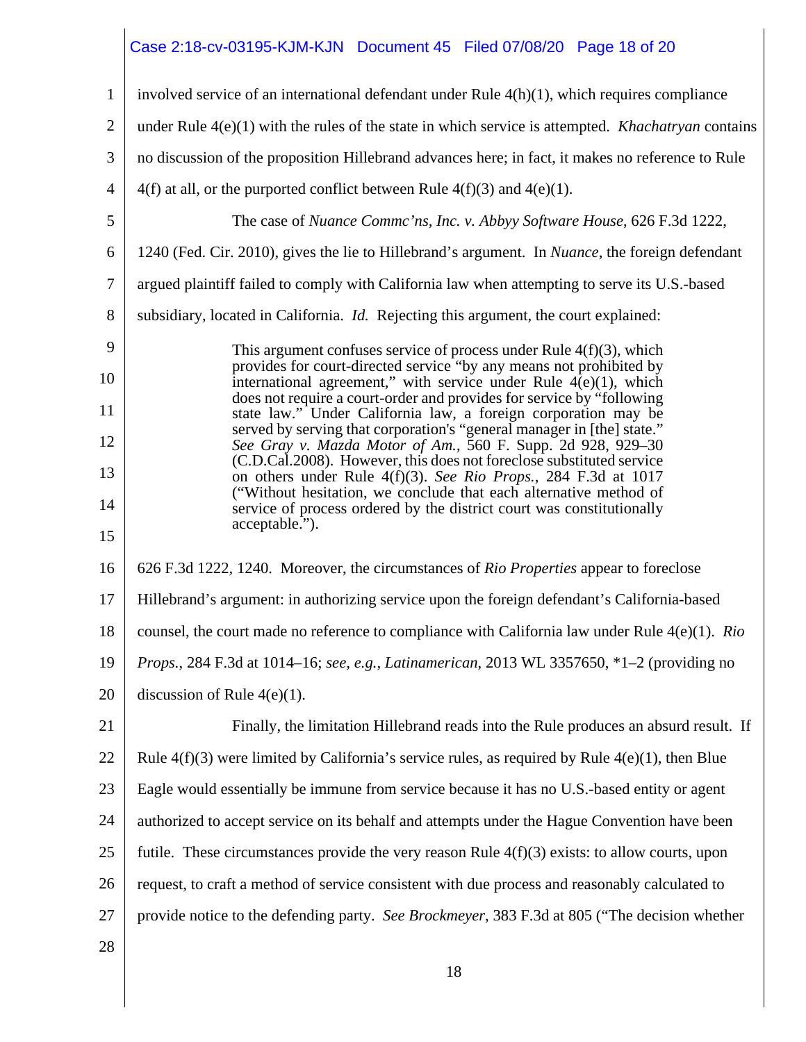involved service of an international defendant under Rule 4(h)(1), which requires compliance under Rule 4(e)(1) with the rules of the state in which service is attempted. *Khachatryan* contains no discussion of the proposition Hillebrand advances here; in fact, it makes no reference to Rule 4(f) at all, or the purported conflict between Rule 4(f)(3) and 4(e)(1).

The case of *Nuance Commc'ns, Inc. v. Abbyy Software House*, 626 F.3d 1222, 1240 (Fed. Cir. 2010), gives the lie to Hillebrand's argument. In *Nuance*, the foreign defendant argued plaintiff failed to comply with California law when attempting to serve its U.S.-based subsidiary, located in California. *Id.* Rejecting this argument, the court explained:

> This argument confuses service of process under Rule 4(f)(3), which provides for court-directed service "by any means not prohibited by international agreement," with service under Rule 4(e)(1), which does not require a court-order and provides for service by "following state law." Under California law, a foreign corporation may be served by serving that corporation's "general manager in [the] state." *See Gray v. Mazda Motor of Am.*, 560 F. Supp. 2d 928, 929–30 (C.D.Cal.2008). However, this does not foreclose substituted service on others under Rule 4(f)(3). *See Rio Props.*, 284 F.3d at 1017 ("Without hesitation, we conclude that each alternative method of service of process ordered by the district court was constitutionally acceptable.").

626 F.3d 1222, 1240. Moreover, the circumstances of *Rio Properties* appear to foreclose Hillebrand's argument: in authorizing service upon the foreign defendant's California-based counsel, the court made no reference to compliance with California law under Rule 4(e)(1). *Rio Props.*, 284 F.3d at 1014–16; *see, e.g.*, *Latinamerican*, 2013 WL 3357650, *1–2 (providing no discussion of Rule 4(e)(1).

Finally, the limitation Hillebrand reads into the Rule produces an absurd result. If Rule 4(f)(3) were limited by California's service rules, as required by Rule 4(e)(1), then Blue Eagle would essentially be immune from service because it has no U.S.-based entity or agent authorized to accept service on its behalf and attempts under the Hague Convention have been futile. These circumstances provide the very reason Rule 4(f)(3) exists: to allow courts, upon request, to craft a method of service consistent with due process and reasonably calculated to provide notice to the defending party. *See Brockmeyer*, 383 F.3d at 805 ("The decision whether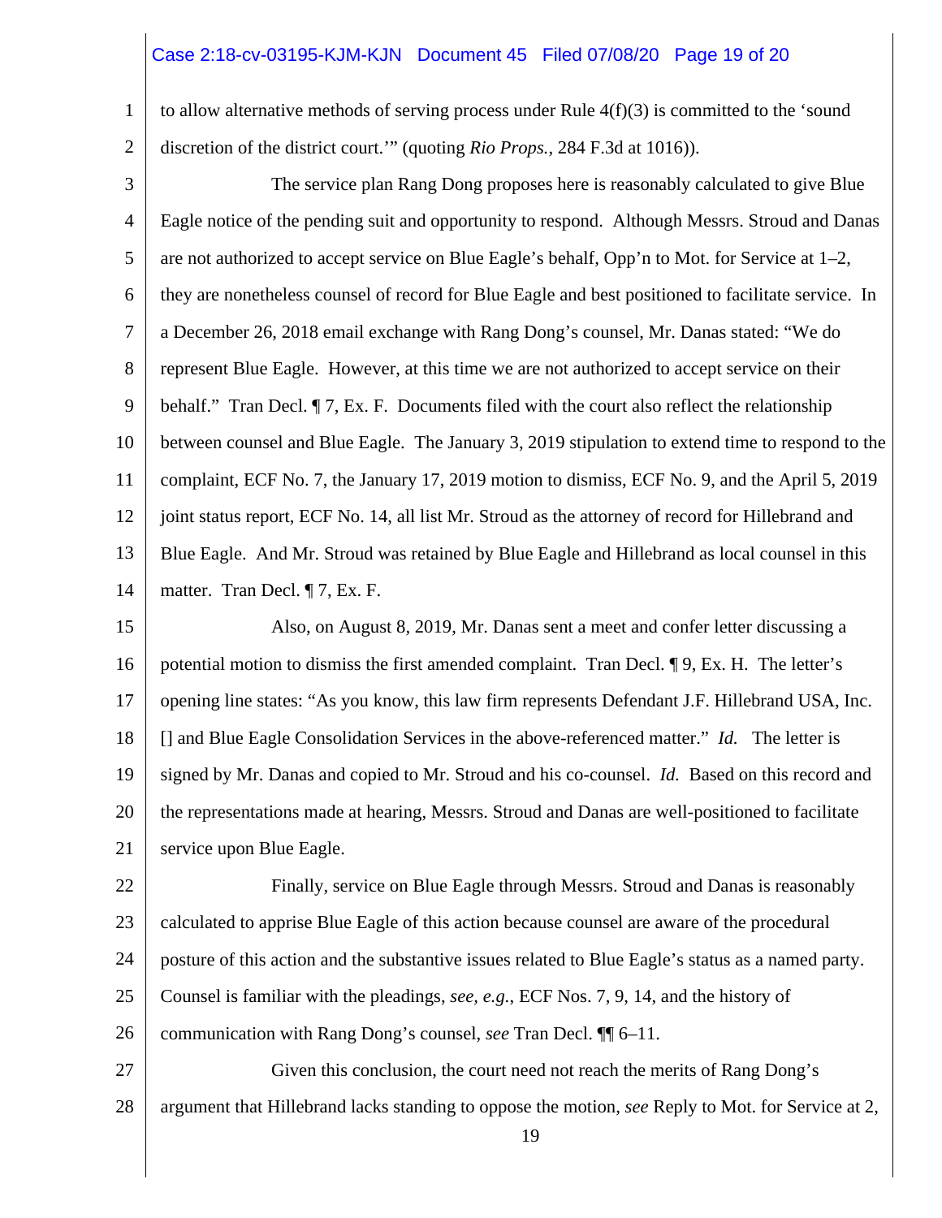to allow alternative methods of serving process under Rule 4(f)(3) is committed to the 'sound discretion of the district court.'" (quoting *Rio Props.*, 284 F.3d at 1016)).

The service plan Rang Dong proposes here is reasonably calculated to give Blue Eagle notice of the pending suit and opportunity to respond. Although Messrs. Stroud and Danas are not authorized to accept service on Blue Eagle's behalf, Opp'n to Mot. for Service at 1–2, they are nonetheless counsel of record for Blue Eagle and best positioned to facilitate service. In a December 26, 2018 email exchange with Rang Dong's counsel, Mr. Danas stated: "We do represent Blue Eagle. However, at this time we are not authorized to accept service on their behalf." Tran Decl. ¶ 7, Ex. F. Documents filed with the court also reflect the relationship between counsel and Blue Eagle. The January 3, 2019 stipulation to extend time to respond to the complaint, ECF No. 7, the January 17, 2019 motion to dismiss, ECF No. 9, and the April 5, 2019 joint status report, ECF No. 14, all list Mr. Stroud as the attorney of record for Hillebrand and Blue Eagle. And Mr. Stroud was retained by Blue Eagle and Hillebrand as local counsel in this matter. Tran Decl. ¶ 7, Ex. F.

Also, on August 8, 2019, Mr. Danas sent a meet and confer letter discussing a potential motion to dismiss the first amended complaint. Tran Decl. ¶ 9, Ex. H. The letter's opening line states: "As you know, this law firm represents Defendant J.F. Hillebrand USA, Inc. [] and Blue Eagle Consolidation Services in the above-referenced matter." *Id.* The letter is signed by Mr. Danas and copied to Mr. Stroud and his co-counsel. *Id.* Based on this record and the representations made at hearing, Messrs. Stroud and Danas are well-positioned to facilitate service upon Blue Eagle.

Finally, service on Blue Eagle through Messrs. Stroud and Danas is reasonably calculated to apprise Blue Eagle of this action because counsel are aware of the procedural posture of this action and the substantive issues related to Blue Eagle's status as a named party. Counsel is familiar with the pleadings, *see, e.g.*, ECF Nos. 7, 9, 14, and the history of communication with Rang Dong's counsel, *see* Tran Decl. ¶¶ 6–11.

Given this conclusion, the court need not reach the merits of Rang Dong's argument that Hillebrand lacks standing to oppose the motion, *see* Reply to Mot. for Service at 2,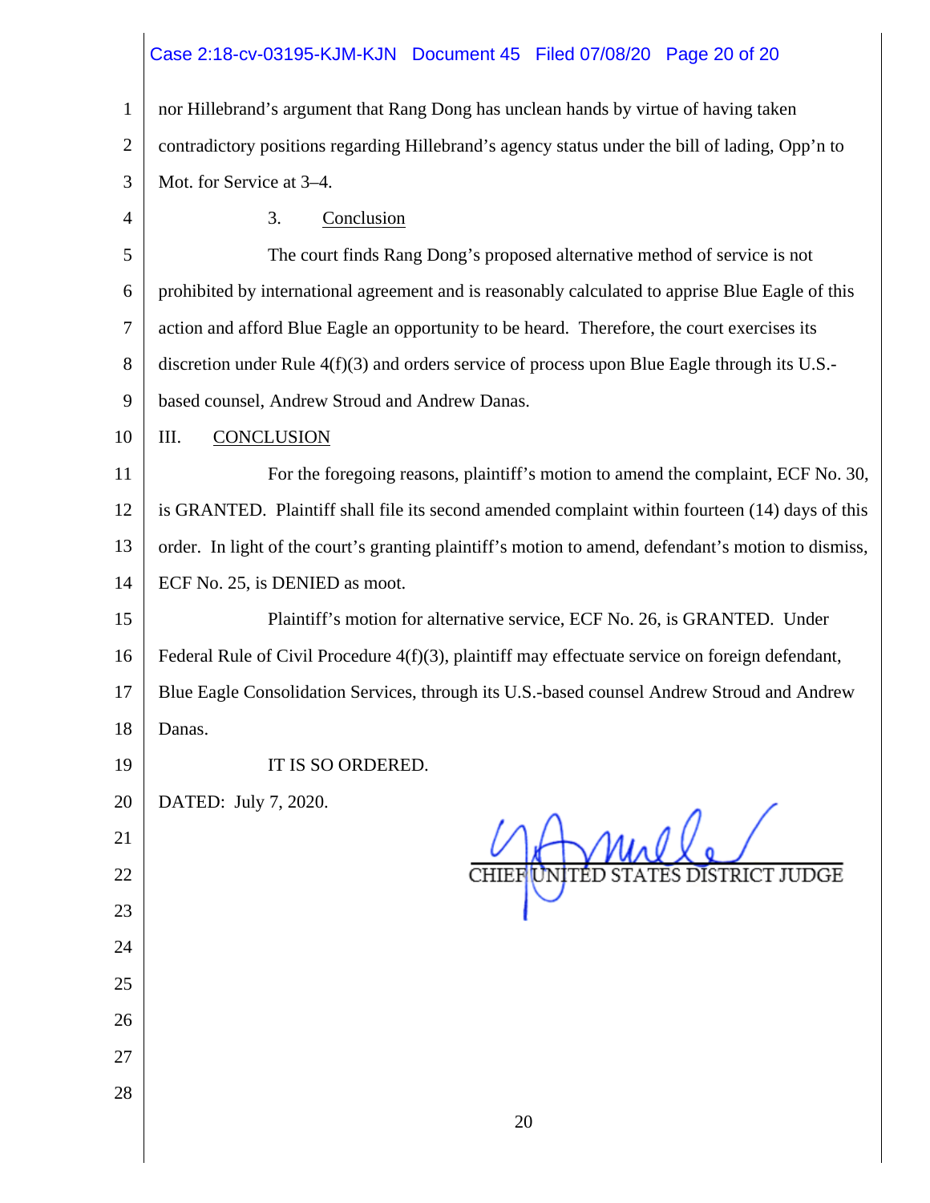nor Hillebrand's argument that Rang Dong has unclean hands by virtue of having taken contradictory positions regarding Hillebrand's agency status under the bill of lading, Opp'n to Mot. for Service at 3–4.

3. Conclusion

The court finds Rang Dong's proposed alternative method of service is not prohibited by international agreement and is reasonably calculated to apprise Blue Eagle of this action and afford Blue Eagle an opportunity to be heard. Therefore, the court exercises its discretion under Rule 4(f)(3) and orders service of process upon Blue Eagle through its U.S.-based counsel, Andrew Stroud and Andrew Danas.

## III. CONCLUSION

For the foregoing reasons, plaintiff's motion to amend the complaint, ECF No. 30, is GRANTED. Plaintiff shall file its second amended complaint within fourteen (14) days of this order. In light of the court's granting plaintiff's motion to amend, defendant's motion to dismiss, ECF No. 25, is DENIED as moot.

Plaintiff's motion for alternative service, ECF No. 26, is GRANTED. Under Federal Rule of Civil Procedure 4(f)(3), plaintiff may effectuate service on foreign defendant, Blue Eagle Consolidation Services, through its U.S.-based counsel Andrew Stroud and Andrew Danas.

IT IS SO ORDERED.

DATED: July 7, 2020.

CHIEF UNITED STATES DISTRICT JUDGE